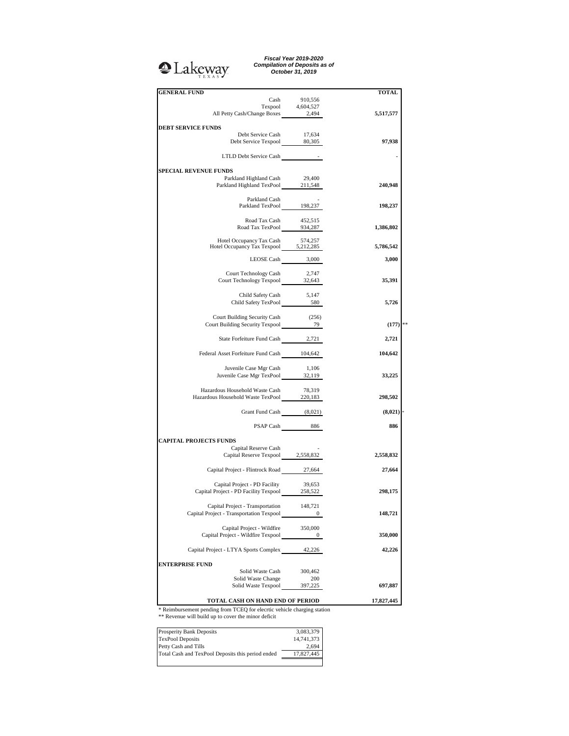Lakeway TEXAS

***Fiscal Year 2019-2020***
***Compilation of Deposits as of***
***October 31, 2019***

| **GENERAL FUND** | | **TOTAL** | |
|---|---|---|---|
| Cash | 910,556 | | |
| Texpool | 4,604,527 | | |
| All Petty Cash/Change Boxes | 2,494 | **5,517,577** | |
| **DEBT SERVICE FUNDS** | | | |
| Debt Service Cash | 17,634 | | |
| Debt Service Texpool | 80,305 | **97,938** | |
| LTLD Debt Service Cash | - | - | |
| **SPECIAL REVENUE FUNDS** | | | |
| Parkland Highland Cash | 29,400 | | |
| Parkland Highland TexPool | 211,548 | **240,948** | |
| Parkland Cash | - | | |
| Parkland TexPool | 198,237 | **198,237** | |
| Road Tax Cash | 452,515 | | |
| Road Tax TexPool | 934,287 | **1,386,802** | |
| Hotel Occupancy Tax Cash | 574,257 | | |
| Hotel Occupancy Tax Texpool | 5,212,285 | **5,786,542** | |
| LEOSE Cash | 3,000 | **3,000** | |
| Court Technology Cash | 2,747 | | |
| Court Technology Texpool | 32,643 | **35,391** | |
| Child Safety Cash | 5,147 | | |
| Child Safety TexPool | 580 | **5,726** | |
| Court Building Security Cash | (256) | | |
| Court Building Security Texpool | 79 | **(177)** | ** |
| State Forfeiture Fund Cash | 2,721 | **2,721** | |
| Federal Asset Forfeiture Fund Cash | 104,642 | **104,642** | |
| Juvenile Case Mgr Cash | 1,106 | | |
| Juvenile Case Mgr TexPool | 32,119 | **33,225** | |
| Hazardous Household Waste Cash | 78,319 | | |
| Hazardous Household Waste TexPool | 220,183 | **298,502** | |
| Grant Fund Cash | (8,021) | **(8,021)** | * |
| PSAP Cash | 886 | **886** | |
| **CAPITAL PROJECTS FUNDS** | | | |
| Capital Reserve Cash | - | | |
| Capital Reserve Texpool | 2,558,832 | **2,558,832** | |
| Capital Project - Flintrock Road | 27,664 | **27,664** | |
| Capital Project - PD Facility | 39,653 | | |
| Capital Project - PD Facility Texpool | 258,522 | **298,175** | |
| Capital Project - Transportation | 148,721 | | |
| Capital Project - Transportation Texpool | 0 | **148,721** | |
| Capital Project - Wildfire | 350,000 | | |
| Capital Project - Wildfire Texpool | 0 | **350,000** | |
| Capital Project - LTYA Sports Complex | 42,226 | **42,226** | |
| **ENTERPRISE FUND** | | | |
| Solid Waste Cash | 300,462 | | |
| Solid Waste Change | 200 | | |
| Solid Waste Texpool | 397,225 | **697,887** | |
| **TOTAL CASH ON HAND END OF PERIOD** | | **17,827,445** | |

\* Reimbursement pending from TCEQ for elecrtic vehicle charging station
** Revenue will build up to cover the minor deficit

| | |
|---|---|
| Prosperity Bank Deposits | 3,083,379 |
| TexPool Deposits | 14,741,373 |
| Petty Cash and Tills | 2,694 |
| Total Cash and TexPool Deposits this period ended | 17,827,445 |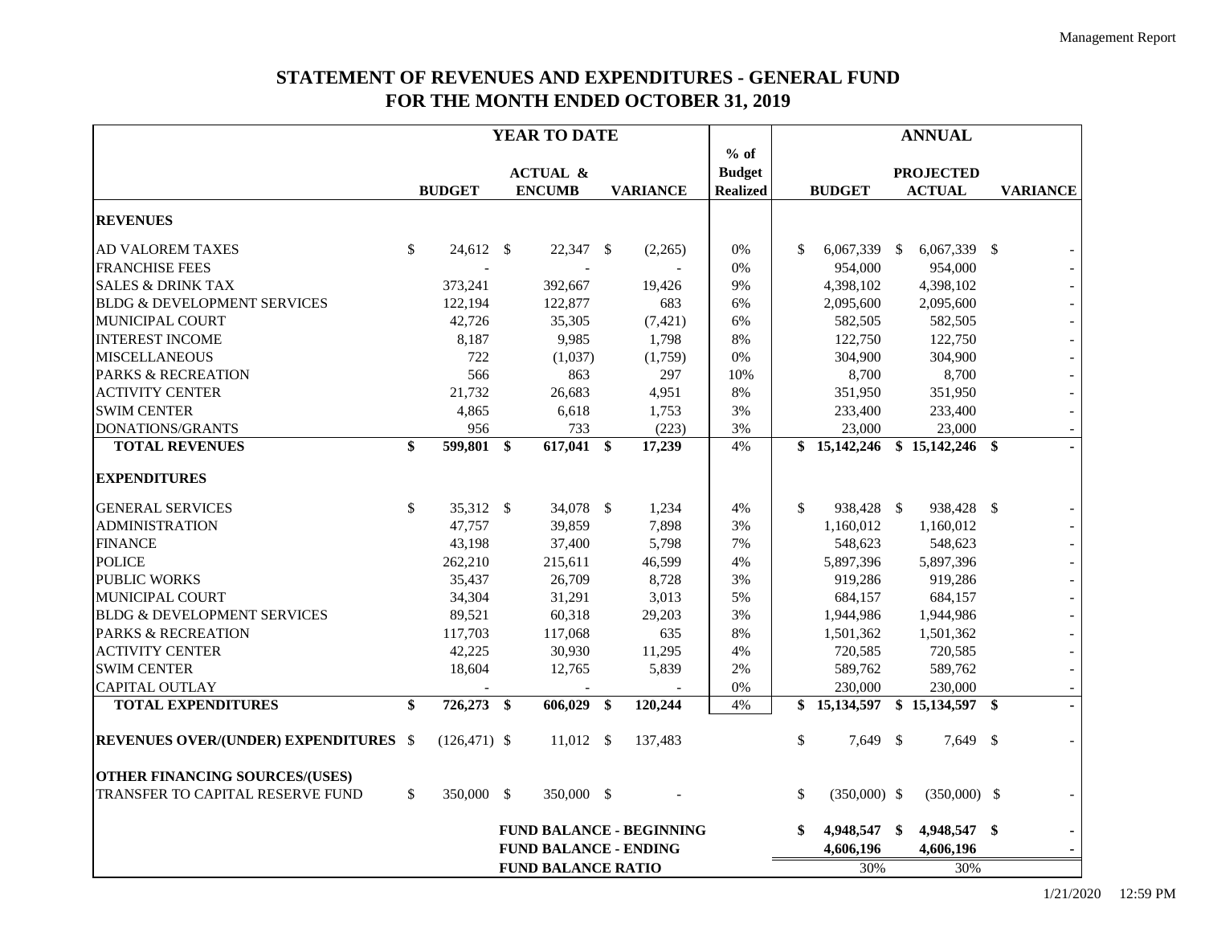# STATEMENT OF REVENUES AND EXPENDITURES - GENERAL FUND
# FOR THE MONTH ENDED OCTOBER 31, 2019

| | YEAR TO DATE | | | | ANNUAL | | |
|---|---|---|---|---|---|---|---|
| | BUDGET | ACTUAL & ENCUMB | VARIANCE | % of Budget Realized | BUDGET | PROJECTED ACTUAL | VARIANCE |
| **REVENUES** | | | | | | | |
| AD VALOREM TAXES | $ 24,612 | $ 22,347 | $ (2,265) | 0% | $ 6,067,339 | $ 6,067,339 | $ - |
| FRANCHISE FEES | - | - | - | 0% | 954,000 | 954,000 | - |
| SALES & DRINK TAX | 373,241 | 392,667 | 19,426 | 9% | 4,398,102 | 4,398,102 | - |
| BLDG & DEVELOPMENT SERVICES | 122,194 | 122,877 | 683 | 6% | 2,095,600 | 2,095,600 | - |
| MUNICIPAL COURT | 42,726 | 35,305 | (7,421) | 6% | 582,505 | 582,505 | - |
| INTEREST INCOME | 8,187 | 9,985 | 1,798 | 8% | 122,750 | 122,750 | - |
| MISCELLANEOUS | 722 | (1,037) | (1,759) | 0% | 304,900 | 304,900 | - |
| PARKS & RECREATION | 566 | 863 | 297 | 10% | 8,700 | 8,700 | - |
| ACTIVITY CENTER | 21,732 | 26,683 | 4,951 | 8% | 351,950 | 351,950 | - |
| SWIM CENTER | 4,865 | 6,618 | 1,753 | 3% | 233,400 | 233,400 | - |
| DONATIONS/GRANTS | 956 | 733 | (223) | 3% | 23,000 | 23,000 | - |
| **TOTAL REVENUES** | **$ 599,801** | **$ 617,041** | **$ 17,239** | 4% | **$ 15,142,246** | **$ 15,142,246** | **$ -** |
| **EXPENDITURES** | | | | | | | |
| GENERAL SERVICES | $ 35,312 | $ 34,078 | $ 1,234 | 4% | $ 938,428 | $ 938,428 | $ - |
| ADMINISTRATION | 47,757 | 39,859 | 7,898 | 3% | 1,160,012 | 1,160,012 | - |
| FINANCE | 43,198 | 37,400 | 5,798 | 7% | 548,623 | 548,623 | - |
| POLICE | 262,210 | 215,611 | 46,599 | 4% | 5,897,396 | 5,897,396 | - |
| PUBLIC WORKS | 35,437 | 26,709 | 8,728 | 3% | 919,286 | 919,286 | - |
| MUNICIPAL COURT | 34,304 | 31,291 | 3,013 | 5% | 684,157 | 684,157 | - |
| BLDG & DEVELOPMENT SERVICES | 89,521 | 60,318 | 29,203 | 3% | 1,944,986 | 1,944,986 | - |
| PARKS & RECREATION | 117,703 | 117,068 | 635 | 8% | 1,501,362 | 1,501,362 | - |
| ACTIVITY CENTER | 42,225 | 30,930 | 11,295 | 4% | 720,585 | 720,585 | - |
| SWIM CENTER | 18,604 | 12,765 | 5,839 | 2% | 589,762 | 589,762 | - |
| CAPITAL OUTLAY | - | - | - | 0% | 230,000 | 230,000 | - |
| **TOTAL EXPENDITURES** | **$ 726,273** | **$ 606,029** | **$ 120,244** | 4% | **$ 15,134,597** | **$ 15,134,597** | **$ -** |
| **REVENUES OVER/(UNDER) EXPENDITURES** | $ (126,471) | $ 11,012 | $ 137,483 | | $ 7,649 | $ 7,649 | $ - |
| **OTHER FINANCING SOURCES/(USES)** | | | | | | | |
| TRANSFER TO CAPITAL RESERVE FUND | $ 350,000 | $ 350,000 | $ - | | $ (350,000) | $ (350,000) | $ - |
| | | **FUND BALANCE - BEGINNING** | | | **$ 4,948,547** | **$ 4,948,547** | **$ -** |
| | | **FUND BALANCE - ENDING** | | | **4,606,196** | **4,606,196** | **-** |
| | | **FUND BALANCE RATIO** | | | 30% | 30% | |